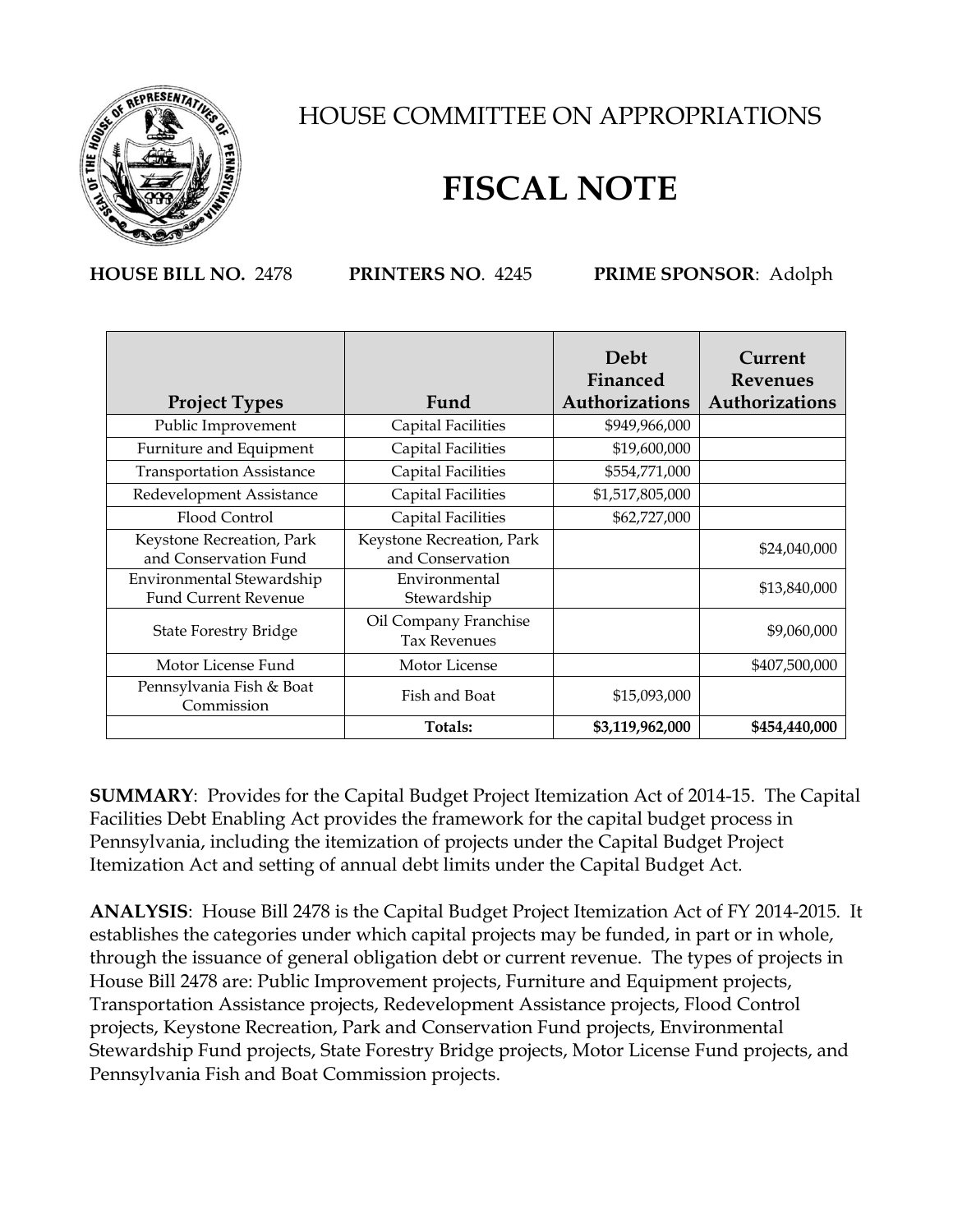# HOUSE COMMITTEE ON APPROPRIATIONS

# FISCAL NOTE

**HOUSE BILL NO.** 2478 **PRINTERS NO**. 4245 **PRIME SPONSOR**: Adolph

| Project Types | Fund | Debt Financed Authorizations | Current Revenues Authorizations |
|---|---|---|---|
| Public Improvement | Capital Facilities | $949,966,000 | |
| Furniture and Equipment | Capital Facilities | $19,600,000 | |
| Transportation Assistance | Capital Facilities | $554,771,000 | |
| Redevelopment Assistance | Capital Facilities | $1,517,805,000 | |
| Flood Control | Capital Facilities | $62,727,000 | |
| Keystone Recreation, Park and Conservation Fund | Keystone Recreation, Park and Conservation | | $24,040,000 |
| Environmental Stewardship Fund Current Revenue | Environmental Stewardship | | $13,840,000 |
| State Forestry Bridge | Oil Company Franchise Tax Revenues | | $9,060,000 |
| Motor License Fund | Motor License | | $407,500,000 |
| Pennsylvania Fish & Boat Commission | Fish and Boat | $15,093,000 | |
| | **Totals:** | **$3,119,962,000** | **$454,440,000** |

**SUMMARY**: Provides for the Capital Budget Project Itemization Act of 2014-15. The Capital Facilities Debt Enabling Act provides the framework for the capital budget process in Pennsylvania, including the itemization of projects under the Capital Budget Project Itemization Act and setting of annual debt limits under the Capital Budget Act.

**ANALYSIS**: House Bill 2478 is the Capital Budget Project Itemization Act of FY 2014-2015. It establishes the categories under which capital projects may be funded, in part or in whole, through the issuance of general obligation debt or current revenue. The types of projects in House Bill 2478 are: Public Improvement projects, Furniture and Equipment projects, Transportation Assistance projects, Redevelopment Assistance projects, Flood Control projects, Keystone Recreation, Park and Conservation Fund projects, Environmental Stewardship Fund projects, State Forestry Bridge projects, Motor License Fund projects, and Pennsylvania Fish and Boat Commission projects.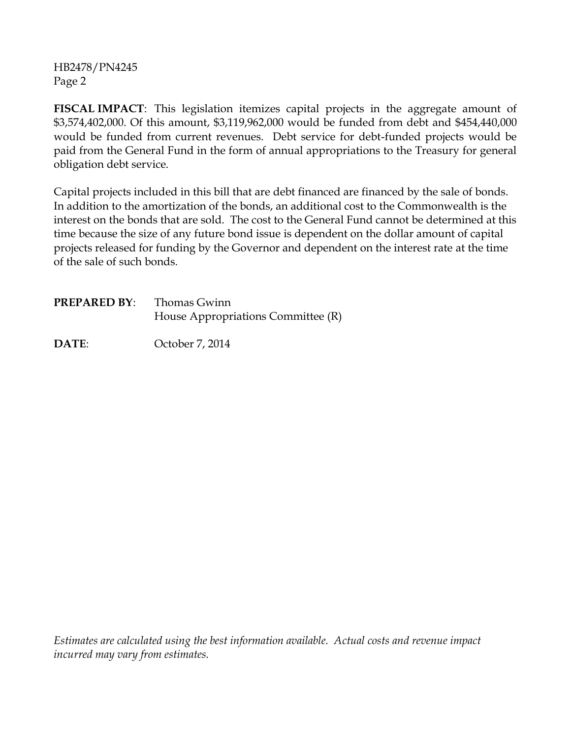**FISCAL IMPACT**: This legislation itemizes capital projects in the aggregate amount of $3,574,402,000. Of this amount, $3,119,962,000 would be funded from debt and $454,440,000 would be funded from current revenues. Debt service for debt-funded projects would be paid from the General Fund in the form of annual appropriations to the Treasury for general obligation debt service.

Capital projects included in this bill that are debt financed are financed by the sale of bonds. In addition to the amortization of the bonds, an additional cost to the Commonwealth is the interest on the bonds that are sold. The cost to the General Fund cannot be determined at this time because the size of any future bond issue is dependent on the dollar amount of capital projects released for funding by the Governor and dependent on the interest rate at the time of the sale of such bonds.

**PREPARED BY**: Thomas Gwinn
House Appropriations Committee (R)

**DATE**: October 7, 2014

*Estimates are calculated using the best information available. Actual costs and revenue impact incurred may vary from estimates.*